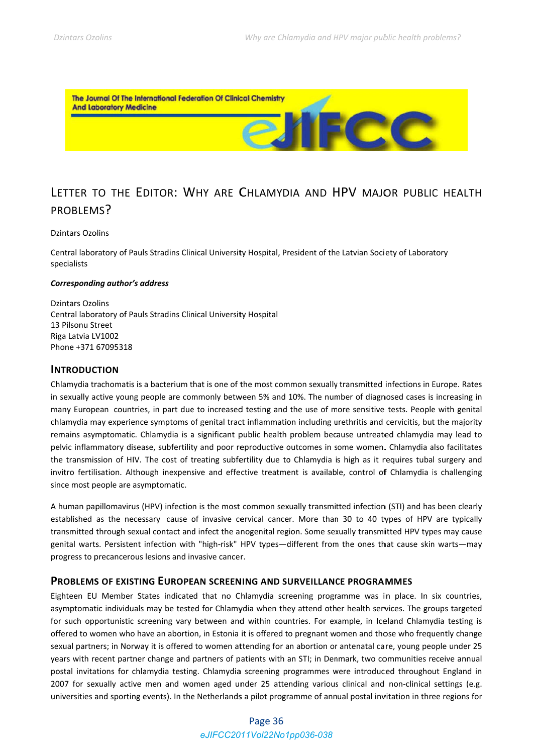# Letter to the Editor: Why are Chlamydia and HPV major public health problems?

Dzintars Ozolins

Central laboratory of Pauls Stradins Clinical University Hospital, President of the Latvian Society of Laboratory specialists

***Corresponding author's address***

Dzintars Ozolins
Central laboratory of Pauls Stradins Clinical University Hospital
13 Pilsonu Street
Riga Latvia LV1002
Phone +371 67095318

## Introduction

Chlamydia trachomatis is a bacterium that is one of the most common sexually transmitted infections in Europe. Rates in sexually active young people are commonly between 5% and 10%. The number of diagnosed cases is increasing in many European countries, in part due to increased testing and the use of more sensitive tests. People with genital chlamydia may experience symptoms of genital tract inflammation including urethritis and cervicitis, but the majority remains asymptomatic. Chlamydia is a significant public health problem because untreated chlamydia may lead to pelvic inflammatory disease, subfertility and poor reproductive outcomes in some women. Chlamydia also facilitates the transmission of HIV. The cost of treating subfertility due to Chlamydia is high as it requires tubal surgery and invitro fertilisation. Although inexpensive and effective treatment is available, control of Chlamydia is challenging since most people are asymptomatic.

A human papillomavirus (HPV) infection is the most common sexually transmitted infection (STI) and has been clearly established as the necessary cause of invasive cervical cancer. More than 30 to 40 types of HPV are typically transmitted through sexual contact and infect the anogenital region. Some sexually transmitted HPV types may cause genital warts. Persistent infection with "high-risk" HPV types—different from the ones that cause skin warts—may progress to precancerous lesions and invasive cancer.

## Problems of existing European screening and surveillance programmes

Eighteen EU Member States indicated that no Chlamydia screening programme was in place. In six countries, asymptomatic individuals may be tested for Chlamydia when they attend other health services. The groups targeted for such opportunistic screening vary between and within countries. For example, in Iceland Chlamydia testing is offered to women who have an abortion, in Estonia it is offered to pregnant women and those who frequently change sexual partners; in Norway it is offered to women attending for an abortion or antenatal care, young people under 25 years with recent partner change and partners of patients with an STI; in Denmark, two communities receive annual postal invitations for chlamydia testing. Chlamydia screening programmes were introduced throughout England in 2007 for sexually active men and women aged under 25 attending various clinical and non-clinical settings (e.g. universities and sporting events). In the Netherlands a pilot programme of annual postal invitation in three regions for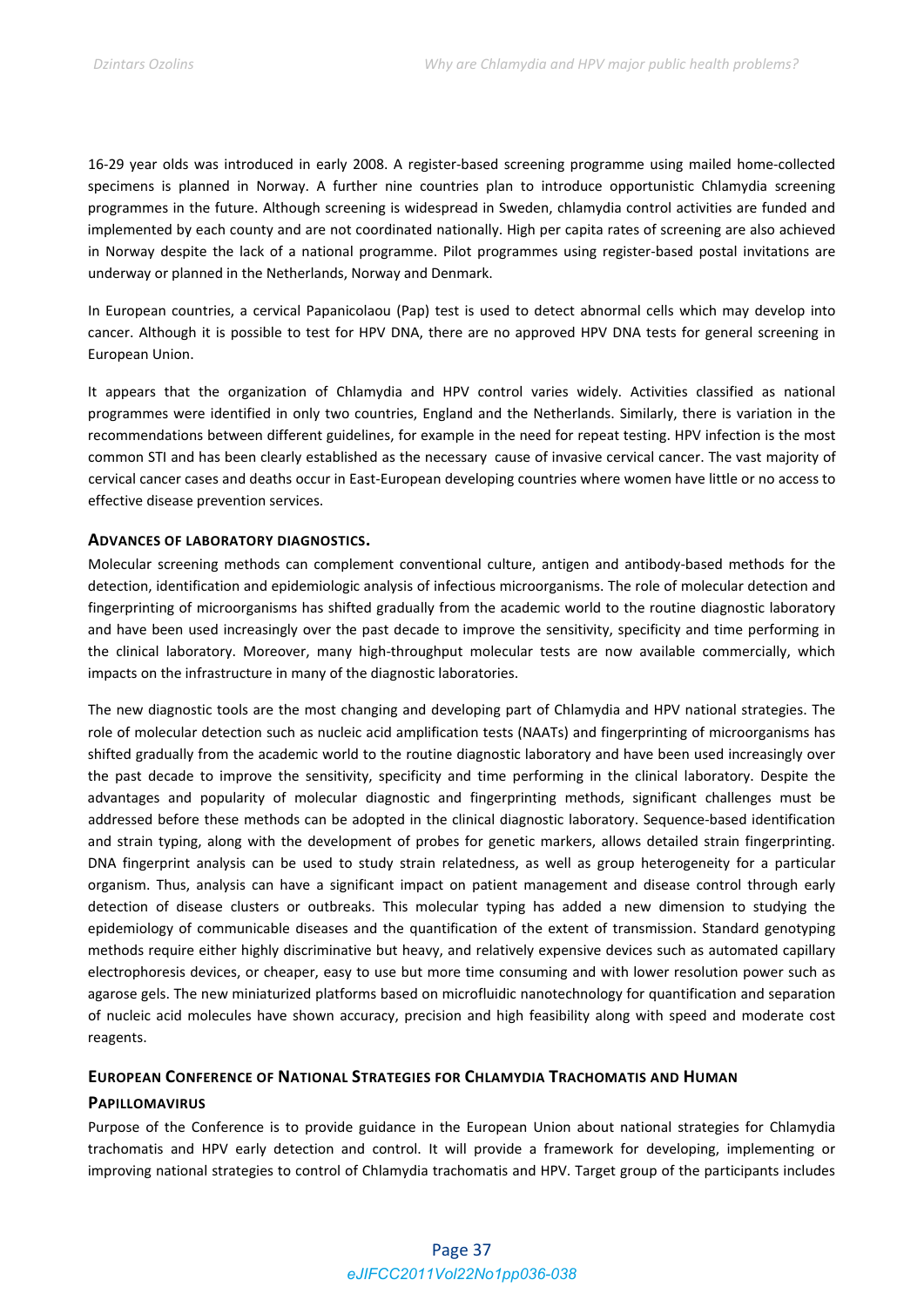16-29 year olds was introduced in early 2008. A register-based screening programme using mailed home-collected specimens is planned in Norway. A further nine countries plan to introduce opportunistic Chlamydia screening programmes in the future. Although screening is widespread in Sweden, chlamydia control activities are funded and implemented by each county and are not coordinated nationally. High per capita rates of screening are also achieved in Norway despite the lack of a national programme. Pilot programmes using register-based postal invitations are underway or planned in the Netherlands, Norway and Denmark.

In European countries, a cervical Papanicolaou (Pap) test is used to detect abnormal cells which may develop into cancer. Although it is possible to test for HPV DNA, there are no approved HPV DNA tests for general screening in European Union.

It appears that the organization of Chlamydia and HPV control varies widely. Activities classified as national programmes were identified in only two countries, England and the Netherlands. Similarly, there is variation in the recommendations between different guidelines, for example in the need for repeat testing. HPV infection is the most common STI and has been clearly established as the necessary cause of invasive cervical cancer. The vast majority of cervical cancer cases and deaths occur in East-European developing countries where women have little or no access to effective disease prevention services.

## Advances of laboratory diagnostics.

Molecular screening methods can complement conventional culture, antigen and antibody-based methods for the detection, identification and epidemiologic analysis of infectious microorganisms. The role of molecular detection and fingerprinting of microorganisms has shifted gradually from the academic world to the routine diagnostic laboratory and have been used increasingly over the past decade to improve the sensitivity, specificity and time performing in the clinical laboratory. Moreover, many high-throughput molecular tests are now available commercially, which impacts on the infrastructure in many of the diagnostic laboratories.

The new diagnostic tools are the most changing and developing part of Chlamydia and HPV national strategies. The role of molecular detection such as nucleic acid amplification tests (NAATs) and fingerprinting of microorganisms has shifted gradually from the academic world to the routine diagnostic laboratory and have been used increasingly over the past decade to improve the sensitivity, specificity and time performing in the clinical laboratory. Despite the advantages and popularity of molecular diagnostic and fingerprinting methods, significant challenges must be addressed before these methods can be adopted in the clinical diagnostic laboratory. Sequence-based identification and strain typing, along with the development of probes for genetic markers, allows detailed strain fingerprinting. DNA fingerprint analysis can be used to study strain relatedness, as well as group heterogeneity for a particular organism. Thus, analysis can have a significant impact on patient management and disease control through early detection of disease clusters or outbreaks. This molecular typing has added a new dimension to studying the epidemiology of communicable diseases and the quantification of the extent of transmission. Standard genotyping methods require either highly discriminative but heavy, and relatively expensive devices such as automated capillary electrophoresis devices, or cheaper, easy to use but more time consuming and with lower resolution power such as agarose gels. The new miniaturized platforms based on microfluidic nanotechnology for quantification and separation of nucleic acid molecules have shown accuracy, precision and high feasibility along with speed and moderate cost reagents.

## European Conference of National Strategies for Chlamydia Trachomatis and Human Papillomavirus

Purpose of the Conference is to provide guidance in the European Union about national strategies for Chlamydia trachomatis and HPV early detection and control. It will provide a framework for developing, implementing or improving national strategies to control of Chlamydia trachomatis and HPV. Target group of the participants includes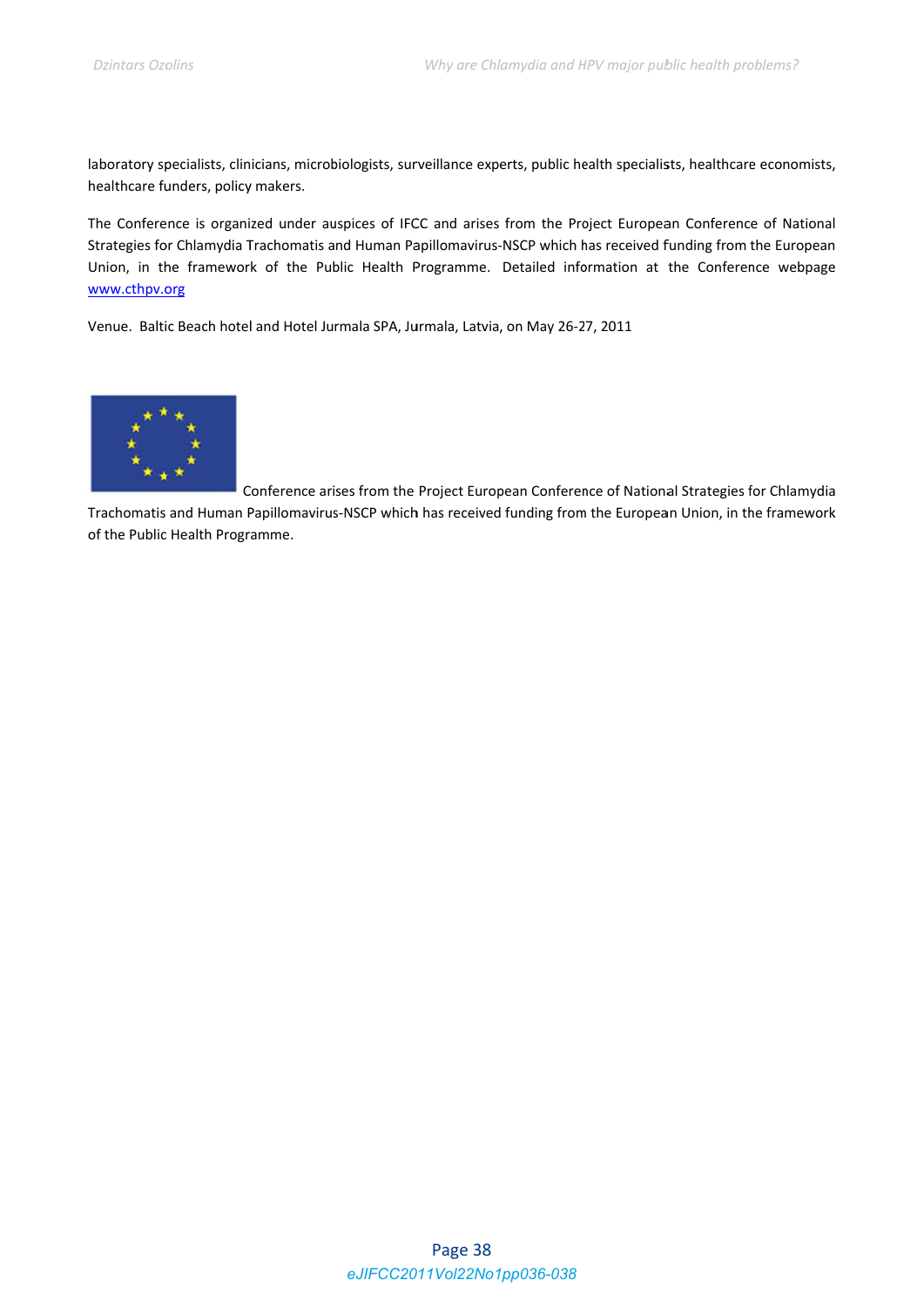laboratory specialists, clinicians, microbiologists, surveillance experts, public health specialists, healthcare economists, healthcare funders, policy makers.

The Conference is organized under auspices of IFCC and arises from the Project European Conference of National Strategies for Chlamydia Trachomatis and Human Papillomavirus-NSCP which has received funding from the European Union, in the framework of the Public Health Programme. Detailed information at the Conference webpage www.cthpv.org

Venue. Baltic Beach hotel and Hotel Jurmala SPA, Jurmala, Latvia, on May 26-27, 2011

Conference arises from the Project European Conference of National Strategies for Chlamydia Trachomatis and Human Papillomavirus-NSCP which has received funding from the European Union, in the framework of the Public Health Programme.